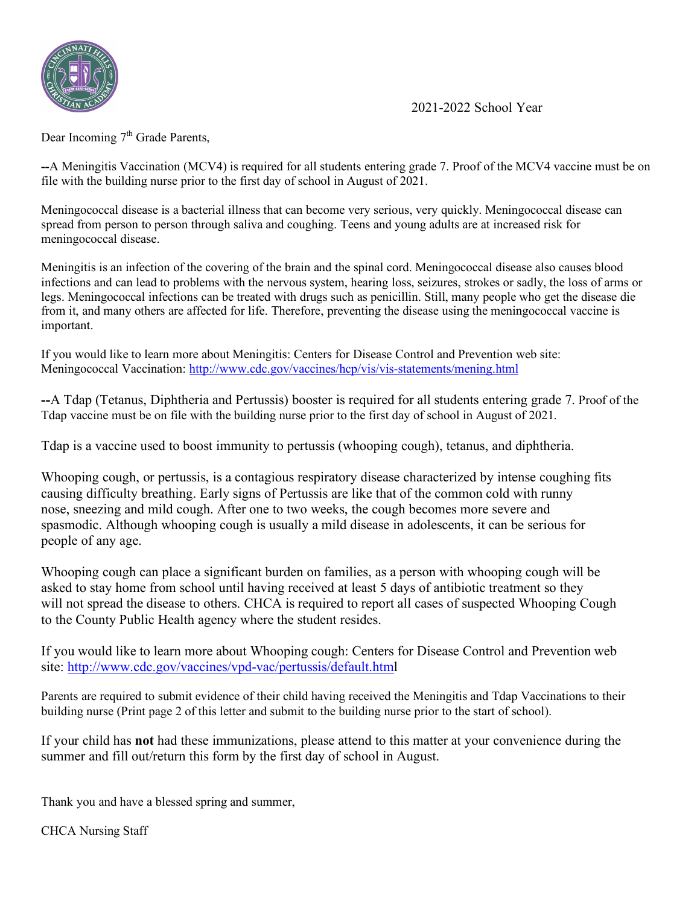2021-2022 School Year

Dear Incoming 7th Grade Parents,

**--**A Meningitis Vaccination (MCV4) is required for all students entering grade 7. Proof of the MCV4 vaccine must be on file with the building nurse prior to the first day of school in August of 2021.

Meningococcal disease is a bacterial illness that can become very serious, very quickly. Meningococcal disease can spread from person to person through saliva and coughing. Teens and young adults are at increased risk for meningococcal disease.

Meningitis is an infection of the covering of the brain and the spinal cord. Meningococcal disease also causes blood infections and can lead to problems with the nervous system, hearing loss, seizures, strokes or sadly, the loss of arms or legs. Meningococcal infections can be treated with drugs such as penicillin. Still, many people who get the disease die from it, and many others are affected for life. Therefore, preventing the disease using the meningococcal vaccine is important.

If you would like to learn more about Meningitis: Centers for Disease Control and Prevention web site: Meningococcal Vaccination: http://www.cdc.gov/vaccines/hcp/vis/vis-statements/mening.html

**--**A Tdap (Tetanus, Diphtheria and Pertussis) booster is required for all students entering grade 7. Proof of the Tdap vaccine must be on file with the building nurse prior to the first day of school in August of 2021.

Tdap is a vaccine used to boost immunity to pertussis (whooping cough), tetanus, and diphtheria.

Whooping cough, or pertussis, is a contagious respiratory disease characterized by intense coughing fits causing difficulty breathing. Early signs of Pertussis are like that of the common cold with runny nose, sneezing and mild cough. After one to two weeks, the cough becomes more severe and spasmodic. Although whooping cough is usually a mild disease in adolescents, it can be serious for people of any age.

Whooping cough can place a significant burden on families, as a person with whooping cough will be asked to stay home from school until having received at least 5 days of antibiotic treatment so they will not spread the disease to others. CHCA is required to report all cases of suspected Whooping Cough to the County Public Health agency where the student resides.

If you would like to learn more about Whooping cough: Centers for Disease Control and Prevention web site: http://www.cdc.gov/vaccines/vpd-vac/pertussis/default.html

Parents are required to submit evidence of their child having received the Meningitis and Tdap Vaccinations to their building nurse (Print page 2 of this letter and submit to the building nurse prior to the start of school).

If your child has **not** had these immunizations, please attend to this matter at your convenience during the summer and fill out/return this form by the first day of school in August.

Thank you and have a blessed spring and summer,

CHCA Nursing Staff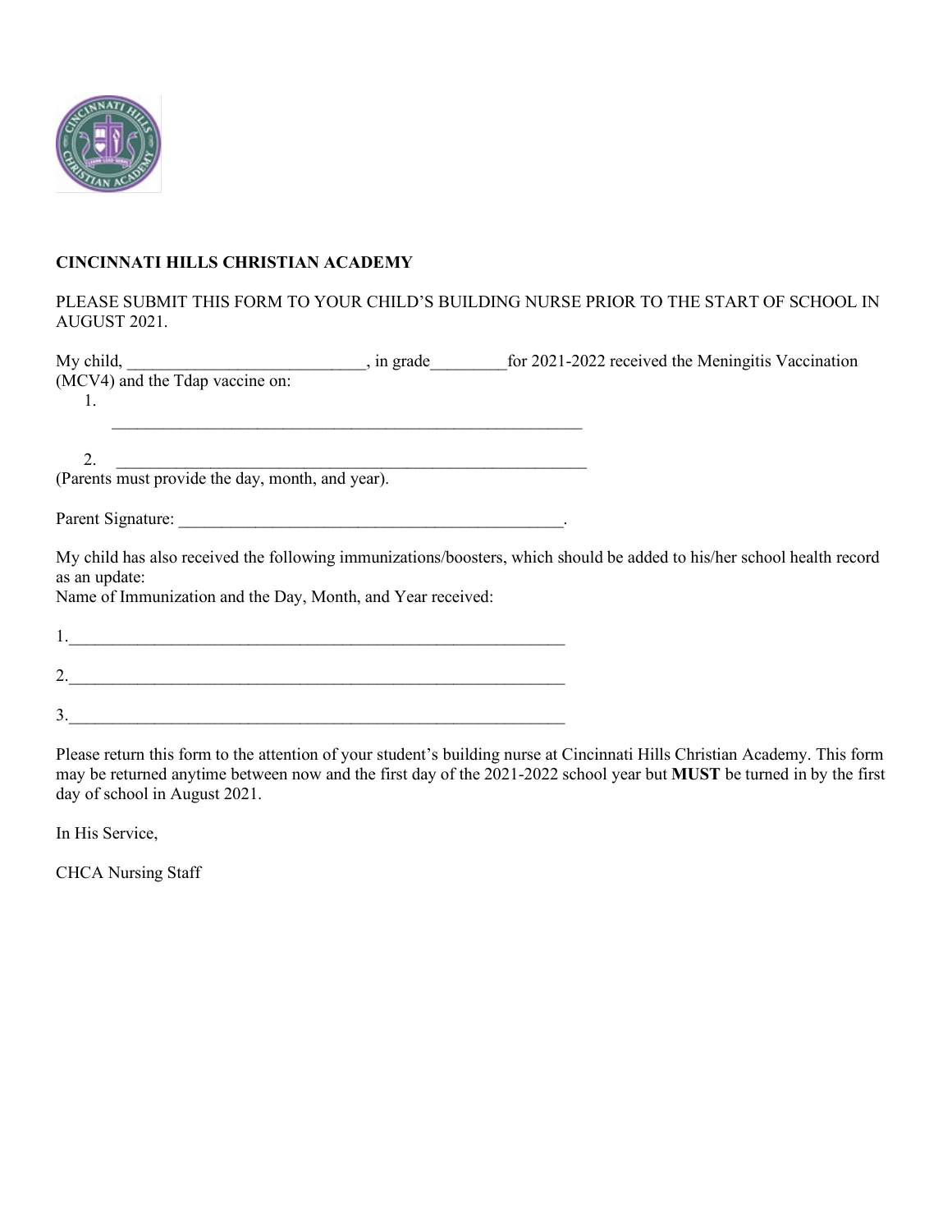**CINCINNATI HILLS CHRISTIAN ACADEMY**

PLEASE SUBMIT THIS FORM TO YOUR CHILD'S BUILDING NURSE PRIOR TO THE START OF SCHOOL IN AUGUST 2021.

My child, ___________________________, in grade_________for 2021-2022 received the Meningitis Vaccination (MCV4) and the Tdap vaccine on:

1. ___________________________________________________________
2. ___________________________________________________________

(Parents must provide the day, month, and year).

Parent Signature: ______________________________________________.

My child has also received the following immunizations/boosters, which should be added to his/her school health record as an update:
Name of Immunization and the Day, Month, and Year received:

1.____________________________________________________________

2.____________________________________________________________

3.____________________________________________________________

Please return this form to the attention of your student's building nurse at Cincinnati Hills Christian Academy. This form may be returned anytime between now and the first day of the 2021-2022 school year but **MUST** be turned in by the first day of school in August 2021.

In His Service,

CHCA Nursing Staff